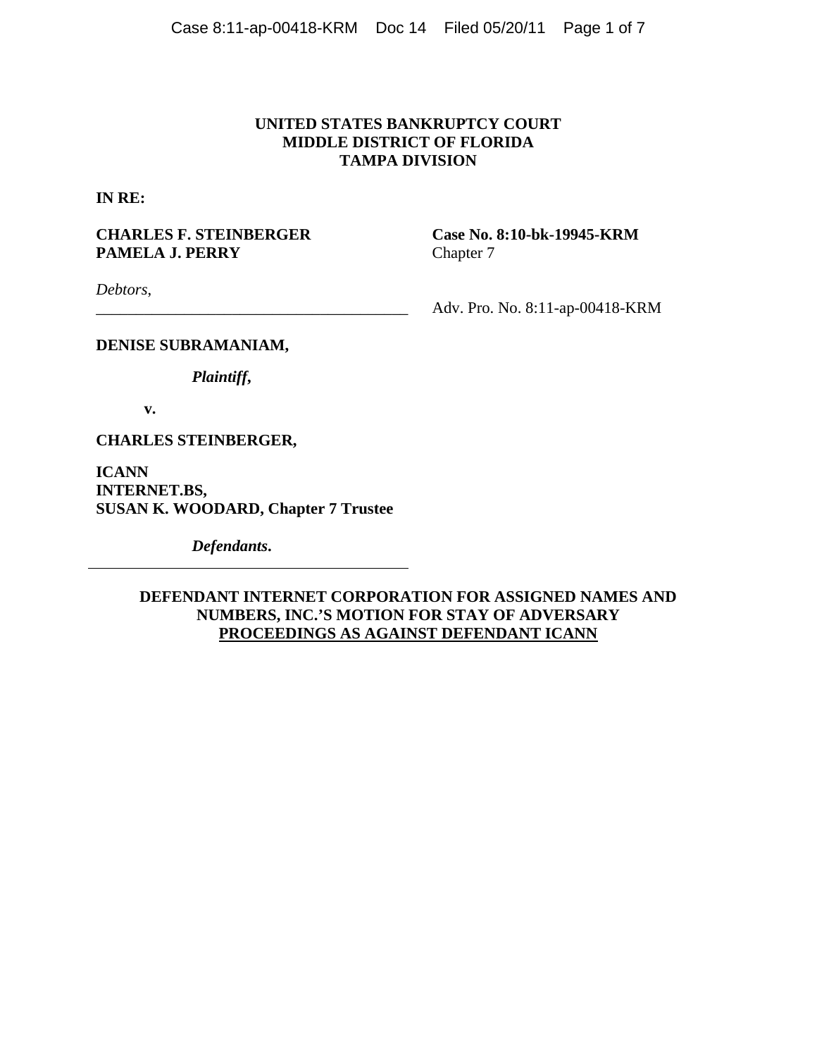**UNITED STATES BANKRUPTCY COURT**
**MIDDLE DISTRICT OF FLORIDA**
**TAMPA DIVISION**

**IN RE:**

**CHARLES F. STEINBERGER**
**PAMELA J. PERRY**

*Debtors*,

**Case No. 8:10-bk-19945-KRM**
Chapter 7

Adv. Pro. No. 8:11-ap-00418-KRM

**DENISE SUBRAMANIAM,**

***Plaintiff*,**

**v.**

**CHARLES STEINBERGER,**

**ICANN**
**INTERNET.BS,**
**SUSAN K. WOODARD, Chapter 7 Trustee**

***Defendants*.**

**DEFENDANT INTERNET CORPORATION FOR ASSIGNED NAMES AND NUMBERS, INC.'S MOTION FOR STAY OF ADVERSARY PROCEEDINGS AS AGAINST DEFENDANT ICANN**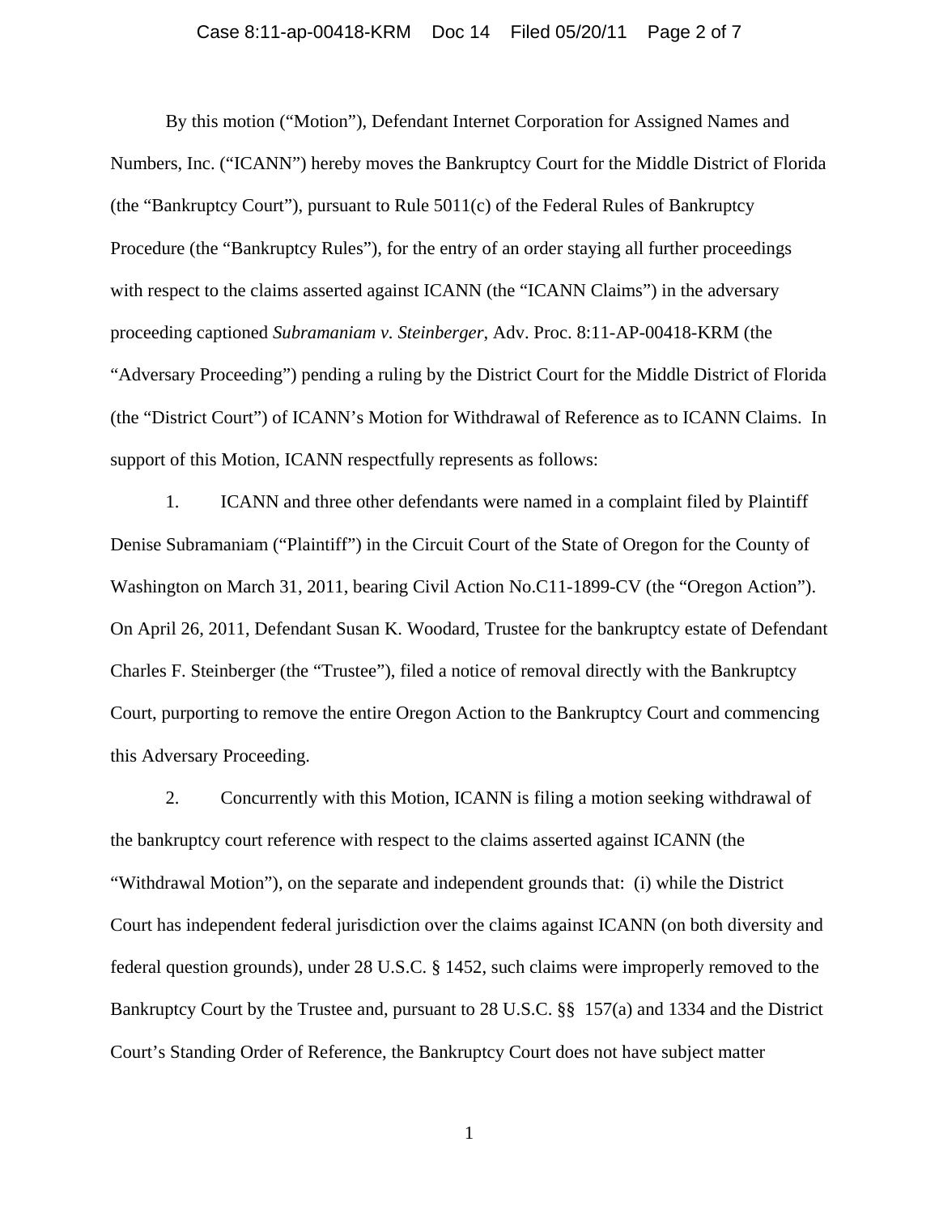By this motion ("Motion"), Defendant Internet Corporation for Assigned Names and Numbers, Inc. ("ICANN") hereby moves the Bankruptcy Court for the Middle District of Florida (the "Bankruptcy Court"), pursuant to Rule 5011(c) of the Federal Rules of Bankruptcy Procedure (the "Bankruptcy Rules"), for the entry of an order staying all further proceedings with respect to the claims asserted against ICANN (the "ICANN Claims") in the adversary proceeding captioned *Subramaniam v. Steinberger*, Adv. Proc. 8:11-AP-00418-KRM (the "Adversary Proceeding") pending a ruling by the District Court for the Middle District of Florida (the "District Court") of ICANN's Motion for Withdrawal of Reference as to ICANN Claims. In support of this Motion, ICANN respectfully represents as follows:

1. ICANN and three other defendants were named in a complaint filed by Plaintiff Denise Subramaniam ("Plaintiff") in the Circuit Court of the State of Oregon for the County of Washington on March 31, 2011, bearing Civil Action No.C11-1899-CV (the "Oregon Action"). On April 26, 2011, Defendant Susan K. Woodard, Trustee for the bankruptcy estate of Defendant Charles F. Steinberger (the "Trustee"), filed a notice of removal directly with the Bankruptcy Court, purporting to remove the entire Oregon Action to the Bankruptcy Court and commencing this Adversary Proceeding.

2. Concurrently with this Motion, ICANN is filing a motion seeking withdrawal of the bankruptcy court reference with respect to the claims asserted against ICANN (the "Withdrawal Motion"), on the separate and independent grounds that: (i) while the District Court has independent federal jurisdiction over the claims against ICANN (on both diversity and federal question grounds), under 28 U.S.C. § 1452, such claims were improperly removed to the Bankruptcy Court by the Trustee and, pursuant to 28 U.S.C. §§ 157(a) and 1334 and the District Court's Standing Order of Reference, the Bankruptcy Court does not have subject matter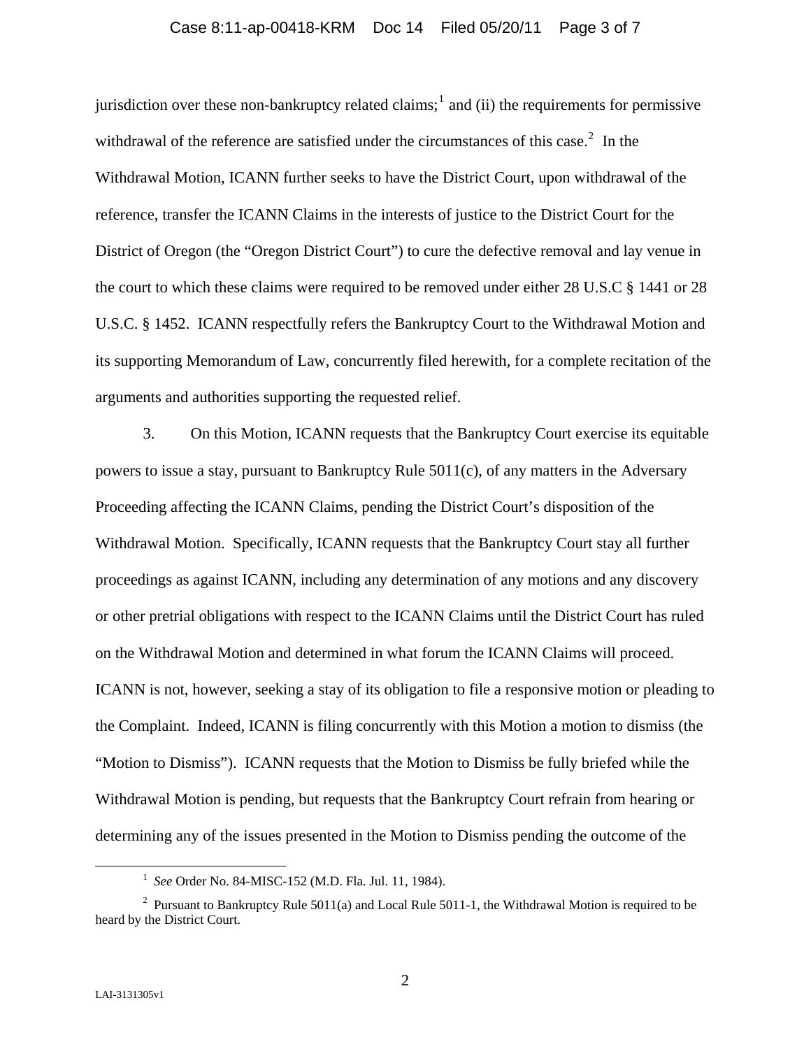jurisdiction over these non-bankruptcy related claims;[1] and (ii) the requirements for permissive withdrawal of the reference are satisfied under the circumstances of this case.[2] In the Withdrawal Motion, ICANN further seeks to have the District Court, upon withdrawal of the reference, transfer the ICANN Claims in the interests of justice to the District Court for the District of Oregon (the "Oregon District Court") to cure the defective removal and lay venue in the court to which these claims were required to be removed under either 28 U.S.C § 1441 or 28 U.S.C. § 1452. ICANN respectfully refers the Bankruptcy Court to the Withdrawal Motion and its supporting Memorandum of Law, concurrently filed herewith, for a complete recitation of the arguments and authorities supporting the requested relief.

3. On this Motion, ICANN requests that the Bankruptcy Court exercise its equitable powers to issue a stay, pursuant to Bankruptcy Rule 5011(c), of any matters in the Adversary Proceeding affecting the ICANN Claims, pending the District Court's disposition of the Withdrawal Motion. Specifically, ICANN requests that the Bankruptcy Court stay all further proceedings as against ICANN, including any determination of any motions and any discovery or other pretrial obligations with respect to the ICANN Claims until the District Court has ruled on the Withdrawal Motion and determined in what forum the ICANN Claims will proceed. ICANN is not, however, seeking a stay of its obligation to file a responsive motion or pleading to the Complaint. Indeed, ICANN is filing concurrently with this Motion a motion to dismiss (the "Motion to Dismiss"). ICANN requests that the Motion to Dismiss be fully briefed while the Withdrawal Motion is pending, but requests that the Bankruptcy Court refrain from hearing or determining any of the issues presented in the Motion to Dismiss pending the outcome of the

---

[1] *See* Order No. 84-MISC-152 (M.D. Fla. Jul. 11, 1984).

[2] Pursuant to Bankruptcy Rule 5011(a) and Local Rule 5011-1, the Withdrawal Motion is required to be heard by the District Court.

LAI-3131305v1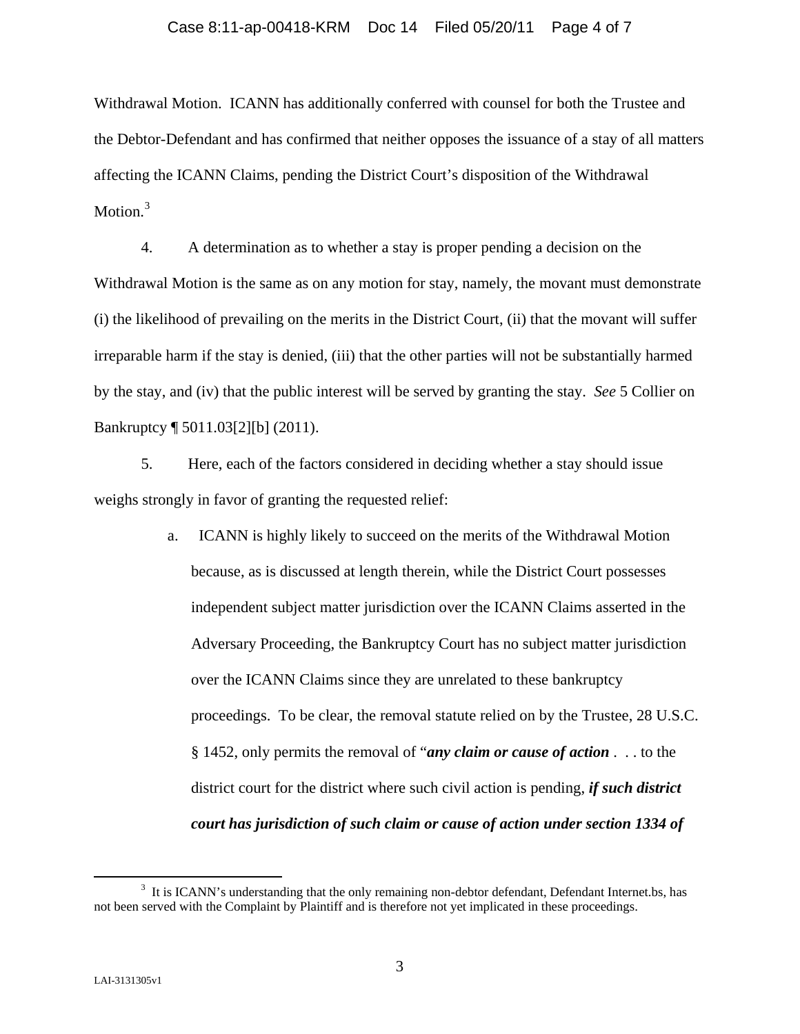Withdrawal Motion. ICANN has additionally conferred with counsel for both the Trustee and the Debtor-Defendant and has confirmed that neither opposes the issuance of a stay of all matters affecting the ICANN Claims, pending the District Court's disposition of the Withdrawal Motion.[3]

4. A determination as to whether a stay is proper pending a decision on the Withdrawal Motion is the same as on any motion for stay, namely, the movant must demonstrate (i) the likelihood of prevailing on the merits in the District Court, (ii) that the movant will suffer irreparable harm if the stay is denied, (iii) that the other parties will not be substantially harmed by the stay, and (iv) that the public interest will be served by granting the stay. *See* 5 Collier on Bankruptcy ¶ 5011.03[2][b] (2011).

5. Here, each of the factors considered in deciding whether a stay should issue weighs strongly in favor of granting the requested relief:

a. ICANN is highly likely to succeed on the merits of the Withdrawal Motion because, as is discussed at length therein, while the District Court possesses independent subject matter jurisdiction over the ICANN Claims asserted in the Adversary Proceeding, the Bankruptcy Court has no subject matter jurisdiction over the ICANN Claims since they are unrelated to these bankruptcy proceedings. To be clear, the removal statute relied on by the Trustee, 28 U.S.C. § 1452, only permits the removal of "***any claim or cause of action*** . . . to the district court for the district where such civil action is pending, ***if such district court has jurisdiction of such claim or cause of action under section 1334 of***

---

[3] It is ICANN's understanding that the only remaining non-debtor defendant, Defendant Internet.bs, has not been served with the Complaint by Plaintiff and is therefore not yet implicated in these proceedings.

LAI-3131305v1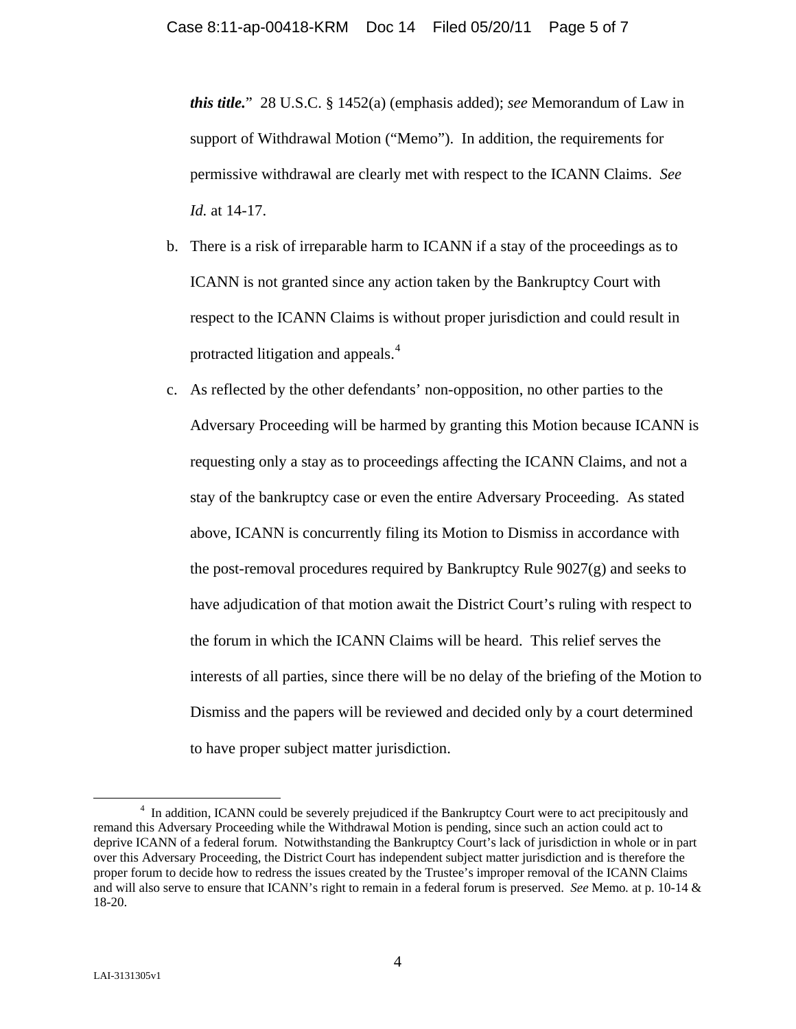***this title.***" 28 U.S.C. § 1452(a) (emphasis added); *see* Memorandum of Law in support of Withdrawal Motion ("Memo"). In addition, the requirements for permissive withdrawal are clearly met with respect to the ICANN Claims. *See Id.* at 14-17.

b. There is a risk of irreparable harm to ICANN if a stay of the proceedings as to ICANN is not granted since any action taken by the Bankruptcy Court with respect to the ICANN Claims is without proper jurisdiction and could result in protracted litigation and appeals.[4]

c. As reflected by the other defendants' non-opposition, no other parties to the Adversary Proceeding will be harmed by granting this Motion because ICANN is requesting only a stay as to proceedings affecting the ICANN Claims, and not a stay of the bankruptcy case or even the entire Adversary Proceeding. As stated above, ICANN is concurrently filing its Motion to Dismiss in accordance with the post-removal procedures required by Bankruptcy Rule 9027(g) and seeks to have adjudication of that motion await the District Court's ruling with respect to the forum in which the ICANN Claims will be heard. This relief serves the interests of all parties, since there will be no delay of the briefing of the Motion to Dismiss and the papers will be reviewed and decided only by a court determined to have proper subject matter jurisdiction.

---

[4] In addition, ICANN could be severely prejudiced if the Bankruptcy Court were to act precipitously and remand this Adversary Proceeding while the Withdrawal Motion is pending, since such an action could act to deprive ICANN of a federal forum. Notwithstanding the Bankruptcy Court's lack of jurisdiction in whole or in part over this Adversary Proceeding, the District Court has independent subject matter jurisdiction and is therefore the proper forum to decide how to redress the issues created by the Trustee's improper removal of the ICANN Claims and will also serve to ensure that ICANN's right to remain in a federal forum is preserved. *See* Memo*.* at p. 10-14 & 18-20.

LAI-3131305v1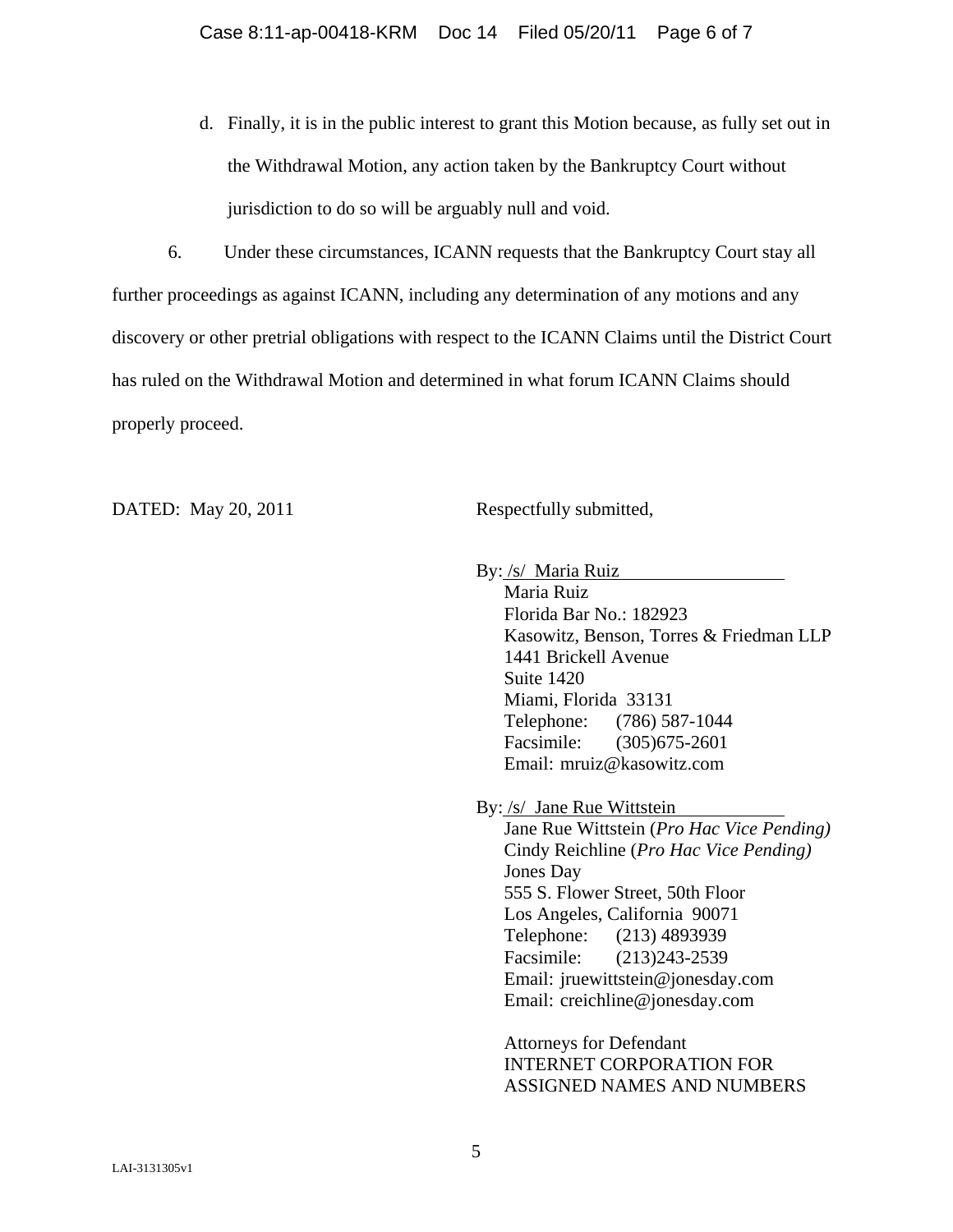d. Finally, it is in the public interest to grant this Motion because, as fully set out in the Withdrawal Motion, any action taken by the Bankruptcy Court without jurisdiction to do so will be arguably null and void.

6. Under these circumstances, ICANN requests that the Bankruptcy Court stay all further proceedings as against ICANN, including any determination of any motions and any discovery or other pretrial obligations with respect to the ICANN Claims until the District Court has ruled on the Withdrawal Motion and determined in what forum ICANN Claims should properly proceed.

DATED: May 20, 2011

Respectfully submitted,

By: /s/ Maria Ruiz
Maria Ruiz
Florida Bar No.: 182923
Kasowitz, Benson, Torres & Friedman LLP
1441 Brickell Avenue
Suite 1420
Miami, Florida 33131
Telephone: (786) 587-1044
Facsimile: (305)675-2601
Email: mruiz@kasowitz.com

By: /s/ Jane Rue Wittstein
Jane Rue Wittstein (*Pro Hac Vice Pending)*
Cindy Reichline (*Pro Hac Vice Pending)*
Jones Day
555 S. Flower Street, 50th Floor
Los Angeles, California 90071
Telephone: (213) 4893939
Facsimile: (213)243-2539
Email: jruewittstein@jonesday.com
Email: creichline@jonesday.com

Attorneys for Defendant
INTERNET CORPORATION FOR ASSIGNED NAMES AND NUMBERS

LAI-3131305v1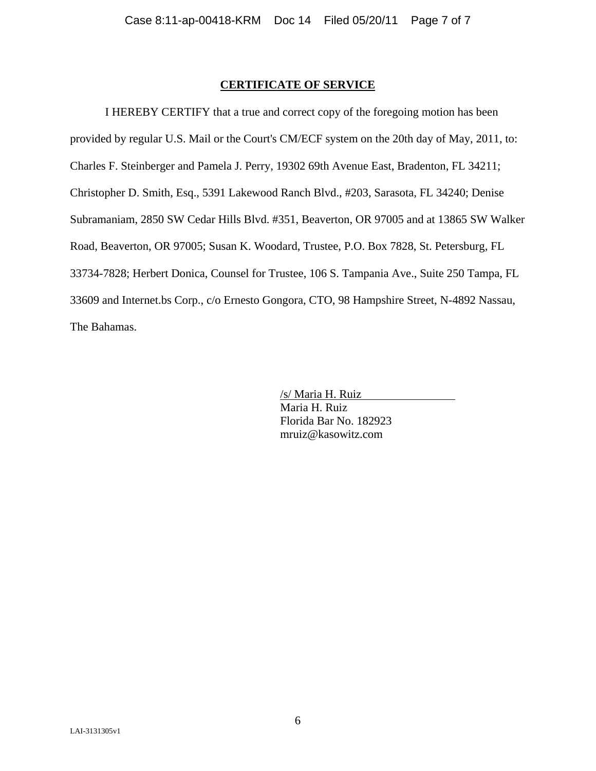## CERTIFICATE OF SERVICE

I HEREBY CERTIFY that a true and correct copy of the foregoing motion has been provided by regular U.S. Mail or the Court's CM/ECF system on the 20th day of May, 2011, to: Charles F. Steinberger and Pamela J. Perry, 19302 69th Avenue East, Bradenton, FL 34211; Christopher D. Smith, Esq., 5391 Lakewood Ranch Blvd., #203, Sarasota, FL 34240; Denise Subramaniam, 2850 SW Cedar Hills Blvd. #351, Beaverton, OR 97005 and at 13865 SW Walker Road, Beaverton, OR 97005; Susan K. Woodard, Trustee, P.O. Box 7828, St. Petersburg, FL 33734-7828; Herbert Donica, Counsel for Trustee, 106 S. Tampania Ave., Suite 250 Tampa, FL 33609 and Internet.bs Corp., c/o Ernesto Gongora, CTO, 98 Hampshire Street, N-4892 Nassau, The Bahamas.

/s/ Maria H. Ruiz
Maria H. Ruiz
Florida Bar No. 182923
mruiz@kasowitz.com

LAI-3131305v1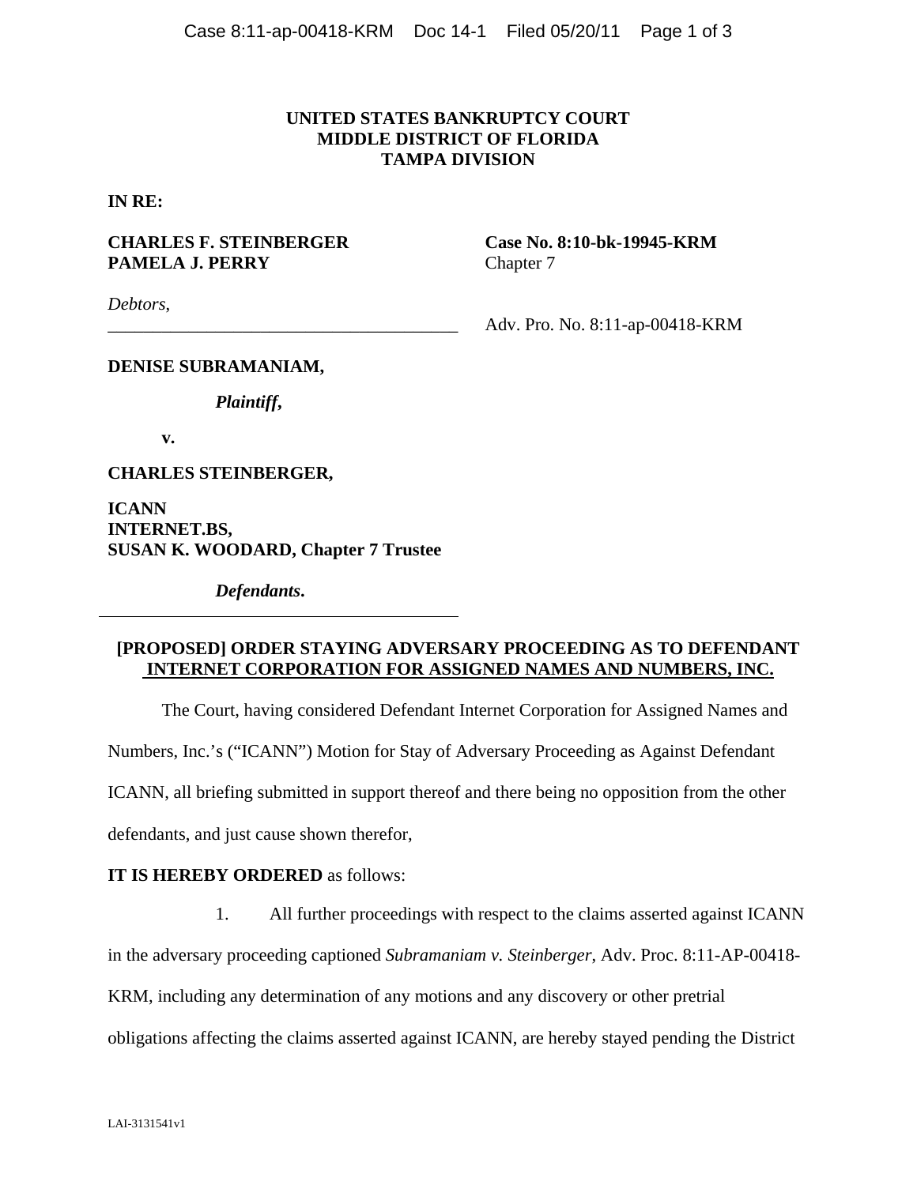**UNITED STATES BANKRUPTCY COURT**
**MIDDLE DISTRICT OF FLORIDA**
**TAMPA DIVISION**

**IN RE:**

**CHARLES F. STEINBERGER**
**PAMELA J. PERRY**

*Debtors,*

**Case No. 8:10-bk-19945-KRM**
Chapter 7

Adv. Pro. No. 8:11-ap-00418-KRM

---

**DENISE SUBRAMANIAM,**

***Plaintiff*,**

**v.**

**CHARLES STEINBERGER,**

**ICANN**
**INTERNET.BS,**
**SUSAN K. WOODARD, Chapter 7 Trustee**

***Defendants*.**

---

**[PROPOSED] ORDER STAYING ADVERSARY PROCEEDING AS TO DEFENDANT INTERNET CORPORATION FOR ASSIGNED NAMES AND NUMBERS, INC.**

The Court, having considered Defendant Internet Corporation for Assigned Names and Numbers, Inc.'s ("ICANN") Motion for Stay of Adversary Proceeding as Against Defendant ICANN, all briefing submitted in support thereof and there being no opposition from the other defendants, and just cause shown therefor,

**IT IS HEREBY ORDERED** as follows:

1. All further proceedings with respect to the claims asserted against ICANN in the adversary proceeding captioned *Subramaniam v. Steinberger*, Adv. Proc. 8:11-AP-00418-KRM, including any determination of any motions and any discovery or other pretrial obligations affecting the claims asserted against ICANN, are hereby stayed pending the District

LAI-3131541v1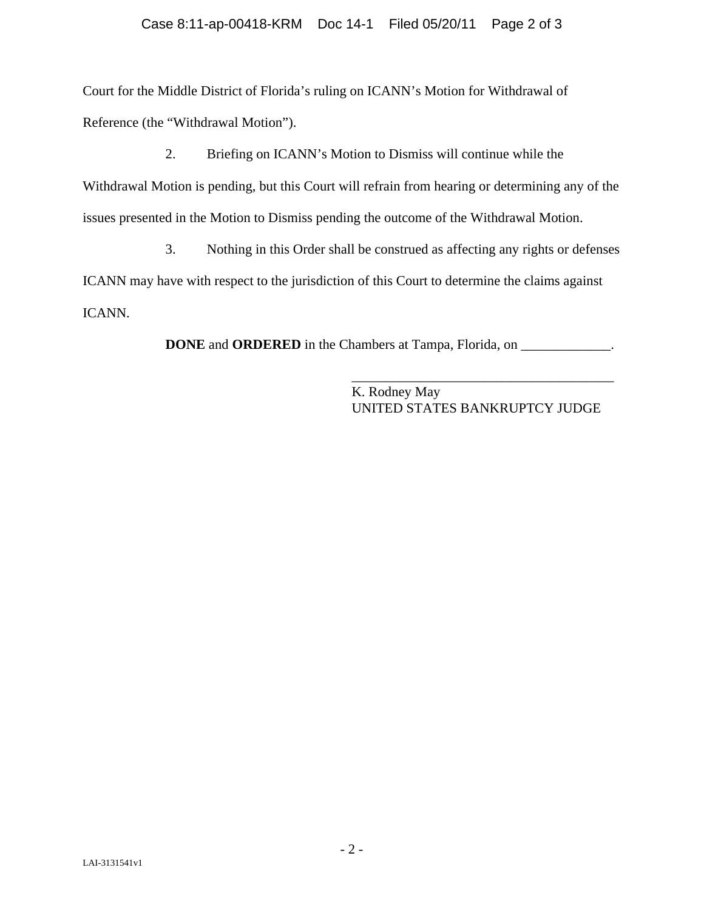Court for the Middle District of Florida's ruling on ICANN's Motion for Withdrawal of Reference (the "Withdrawal Motion").

2. Briefing on ICANN's Motion to Dismiss will continue while the Withdrawal Motion is pending, but this Court will refrain from hearing or determining any of the issues presented in the Motion to Dismiss pending the outcome of the Withdrawal Motion.

3. Nothing in this Order shall be construed as affecting any rights or defenses ICANN may have with respect to the jurisdiction of this Court to determine the claims against ICANN.

**DONE** and **ORDERED** in the Chambers at Tampa, Florida, on _____________.

_______________________________________
K. Rodney May
UNITED STATES BANKRUPTCY JUDGE

LAI-3131541v1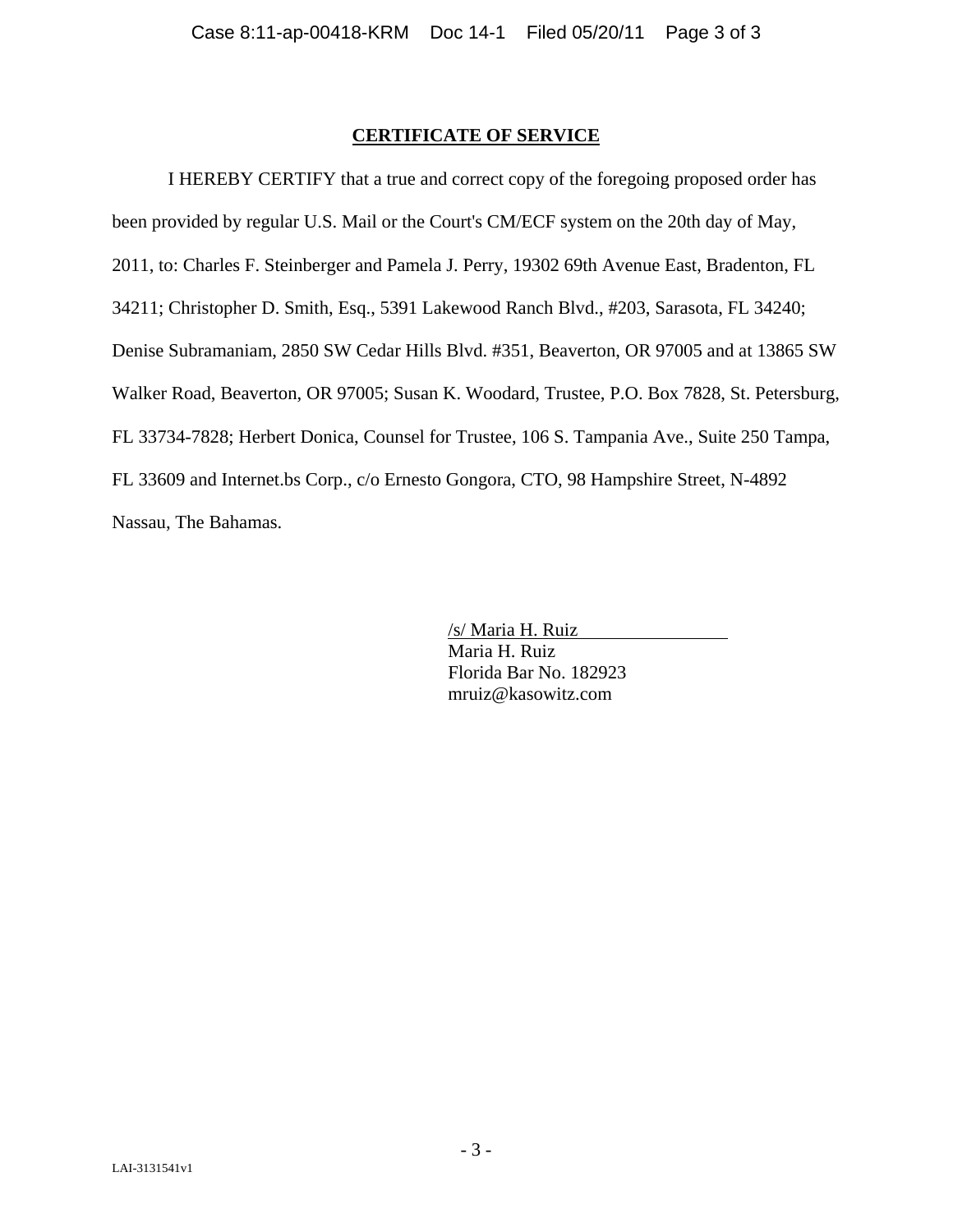## CERTIFICATE OF SERVICE

I HEREBY CERTIFY that a true and correct copy of the foregoing proposed order has been provided by regular U.S. Mail or the Court's CM/ECF system on the 20th day of May, 2011, to: Charles F. Steinberger and Pamela J. Perry, 19302 69th Avenue East, Bradenton, FL 34211; Christopher D. Smith, Esq., 5391 Lakewood Ranch Blvd., #203, Sarasota, FL 34240; Denise Subramaniam, 2850 SW Cedar Hills Blvd. #351, Beaverton, OR 97005 and at 13865 SW Walker Road, Beaverton, OR 97005; Susan K. Woodard, Trustee, P.O. Box 7828, St. Petersburg, FL 33734-7828; Herbert Donica, Counsel for Trustee, 106 S. Tampania Ave., Suite 250 Tampa, FL 33609 and Internet.bs Corp., c/o Ernesto Gongora, CTO, 98 Hampshire Street, N-4892 Nassau, The Bahamas.

/s/ Maria H. Ruiz
Maria H. Ruiz
Florida Bar No. 182923
mruiz@kasowitz.com

LAI-3131541v1